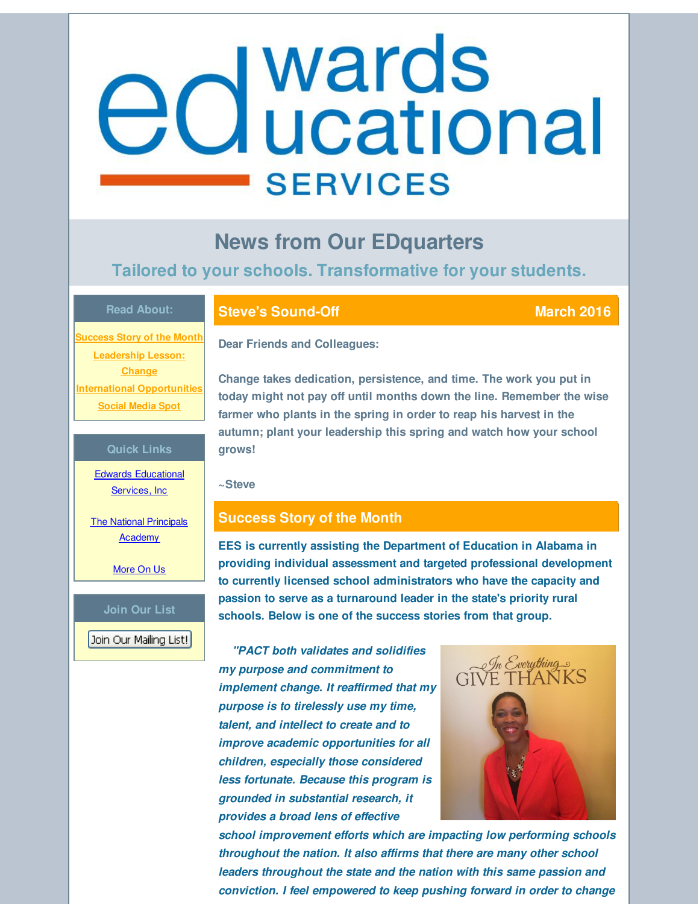# edwards educational SERVICES

## News from Our EDquarters

### Tailored to your schools. Transformative for your students.

**Read About:**

- Success Story of the Month
- Leadership Lesson: Change
- International Opportunities
- Social Media Spot

**Quick Links**

- Edwards Educational Services, Inc
- The National Principals Academy
- More On Us

**Join Our List**

Join Our Mailing List!

## Steve's Sound-Off — March 2016

**Dear Friends and Colleagues:**

**Change takes dedication, persistence, and time. The work you put in today might not pay off until months down the line. Remember the wise farmer who plants in the spring in order to reap his harvest in the autumn; plant your leadership this spring and watch how your school grows!**

**~Steve**

## Success Story of the Month

**EES is currently assisting the Department of Education in Alabama in providing individual assessment and targeted professional development to currently licensed school administrators who have the capacity and passion to serve as a turnaround leader in the state's priority rural schools. Below is one of the success stories from that group.**

***"PACT both validates and solidifies my purpose and commitment to implement change. It reaffirmed that my purpose is to tirelessly use my time, talent, and intellect to create and to improve academic opportunities for all children, especially those considered less fortunate. Because this program is grounded in substantial research, it provides a broad lens of effective school improvement efforts which are impacting low performing schools throughout the nation. It also affirms that there are many other school leaders throughout the state and the nation with this same passion and conviction. I feel empowered to keep pushing forward in order to change***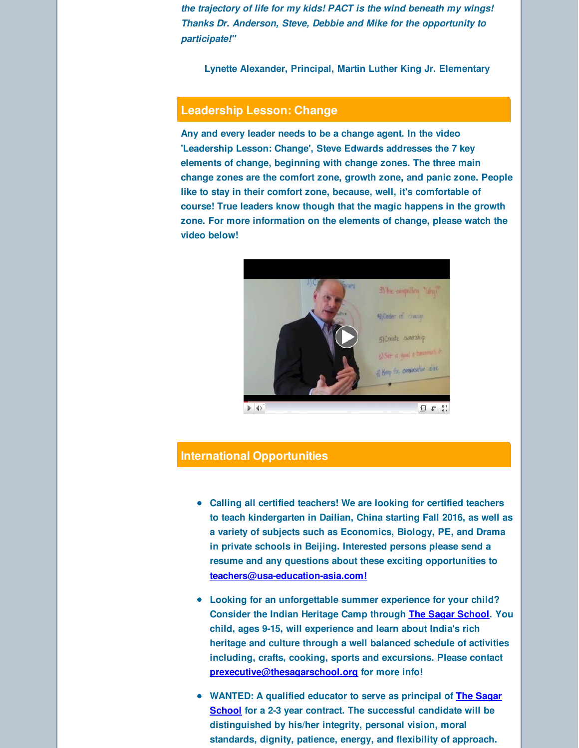*the trajectory of life for my kids! PACT is the wind beneath my wings! Thanks Dr. Anderson, Steve, Debbie and Mike for the opportunity to participate!"*

**Lynette Alexander, Principal, Martin Luther King Jr. Elementary**

## Leadership Lesson: Change

**Any and every leader needs to be a change agent. In the video 'Leadership Lesson: Change', Steve Edwards addresses the 7 key elements of change, beginning with change zones. The three main change zones are the comfort zone, growth zone, and panic zone. People like to stay in their comfort zone, because, well, it's comfortable of course! True leaders know though that the magic happens in the growth zone. For more information on the elements of change, please watch the video below!**

## International Opportunities

- **Calling all certified teachers! We are looking for certified teachers to teach kindergarten in Dailian, China starting Fall 2016, as well as a variety of subjects such as Economics, Biology, PE, and Drama in private schools in Beijing. Interested persons please send a resume and any questions about these exciting opportunities to teachers@usa-education-asia.com!**
- **Looking for an unforgettable summer experience for your child? Consider the Indian Heritage Camp through The Sagar School. You child, ages 9-15, will experience and learn about India's rich heritage and culture through a well balanced schedule of activities including, crafts, cooking, sports and excursions. Please contact prexecutive@thesagarschool.org for more info!**
- **WANTED: A qualified educator to serve as principal of The Sagar School for a 2-3 year contract. The successful candidate will be distinguished by his/her integrity, personal vision, moral standards, dignity, patience, energy, and flexibility of approach.**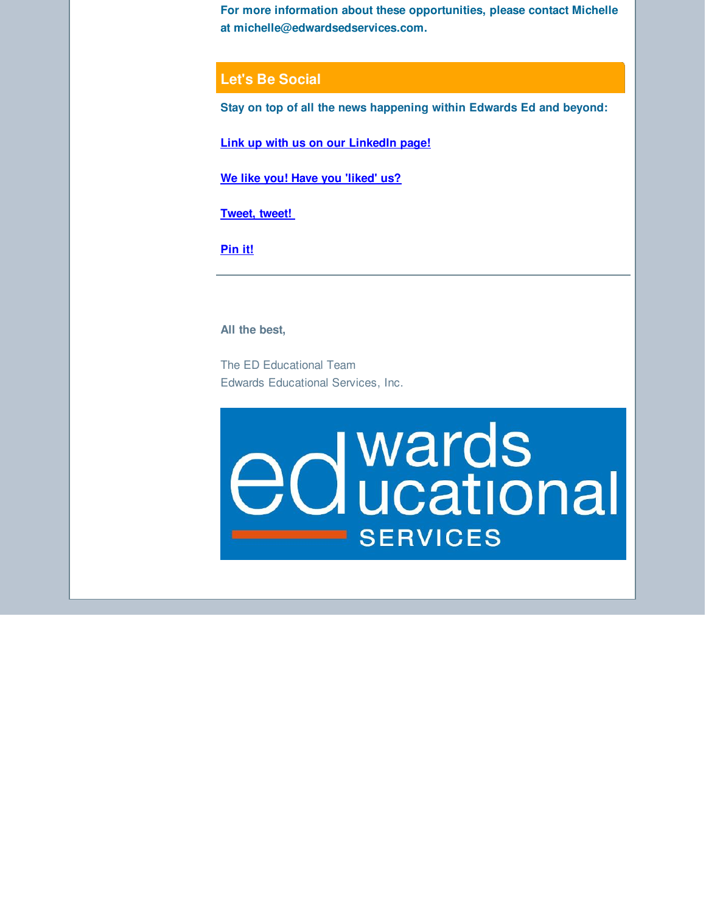**For more information about these opportunities, please contact Michelle at michelle@edwardsedservices.com.**

## Let's Be Social

**Stay on top of all the news happening within Edwards Ed and beyond:**

**Link up with us on our LinkedIn page!**

**We like you! Have you 'liked' us?**

**Tweet, tweet!**

**Pin it!**

---

**All the best,**

The ED Educational Team
Edwards Educational Services, Inc.

edwards educational SERVICES